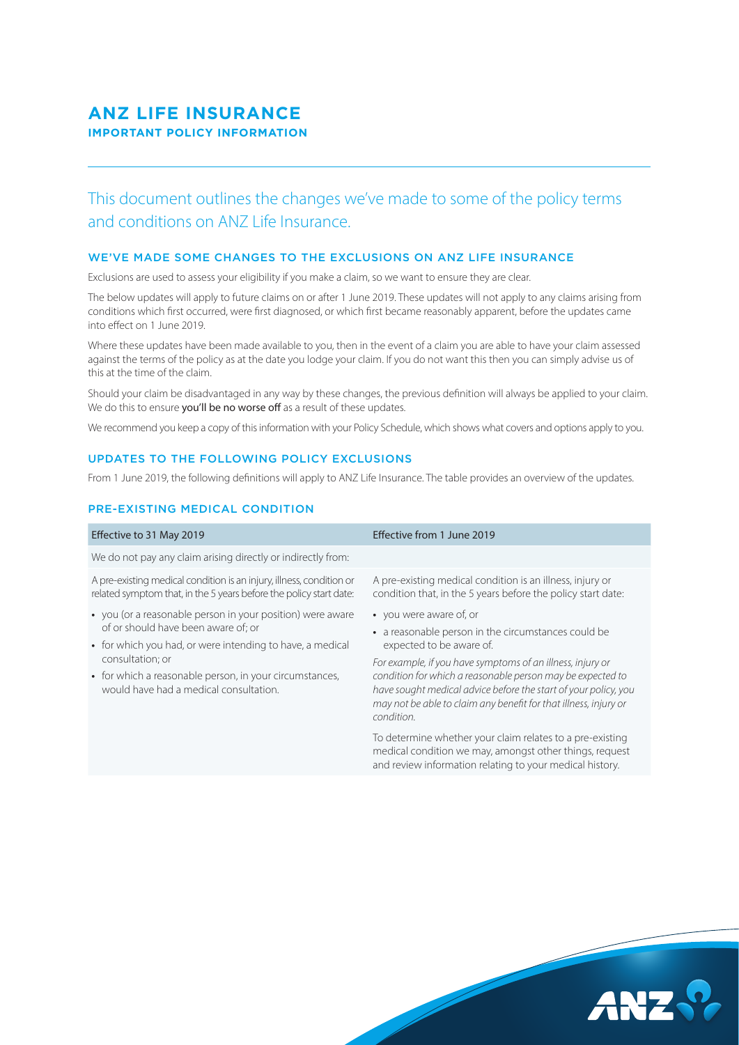# ANZ LIFE INSURANCE

**IMPORTANT POLICY INFORMATION**

This document outlines the changes we've made to some of the policy terms and conditions on ANZ Life Insurance.

## WE'VE MADE SOME CHANGES TO THE EXCLUSIONS ON ANZ LIFE INSURANCE

Exclusions are used to assess your eligibility if you make a claim, so we want to ensure they are clear.

The below updates will apply to future claims on or after 1 June 2019. These updates will not apply to any claims arising from conditions which first occurred, were first diagnosed, or which first became reasonably apparent, before the updates came into effect on 1 June 2019.

Where these updates have been made available to you, then in the event of a claim you are able to have your claim assessed against the terms of the policy as at the date you lodge your claim. If you do not want this then you can simply advise us of this at the time of the claim.

Should your claim be disadvantaged in any way by these changes, the previous definition will always be applied to your claim. We do this to ensure **you'll be no worse off** as a result of these updates.

We recommend you keep a copy of this information with your Policy Schedule, which shows what covers and options apply to you.

## UPDATES TO THE FOLLOWING POLICY EXCLUSIONS

From 1 June 2019, the following definitions will apply to ANZ Life Insurance. The table provides an overview of the updates.

## PRE-EXISTING MEDICAL CONDITION

| Effective to 31 May 2019 | Effective from 1 June 2019 |
|---|---|
| We do not pay any claim arising directly or indirectly from: | |
| A pre-existing medical condition is an injury, illness, condition or related symptom that, in the 5 years before the policy start date:<br>• you (or a reasonable person in your position) were aware of or should have been aware of; or<br>• for which you had, or were intending to have, a medical consultation; or<br>• for which a reasonable person, in your circumstances, would have had a medical consultation. | A pre-existing medical condition is an illness, injury or condition that, in the 5 years before the policy start date:<br>• you were aware of, or<br>• a reasonable person in the circumstances could be expected to be aware of.<br>*For example, if you have symptoms of an illness, injury or condition for which a reasonable person may be expected to have sought medical advice before the start of your policy, you may not be able to claim any benefit for that illness, injury or condition.*<br>To determine whether your claim relates to a pre-existing medical condition we may, amongst other things, request and review information relating to your medical history. |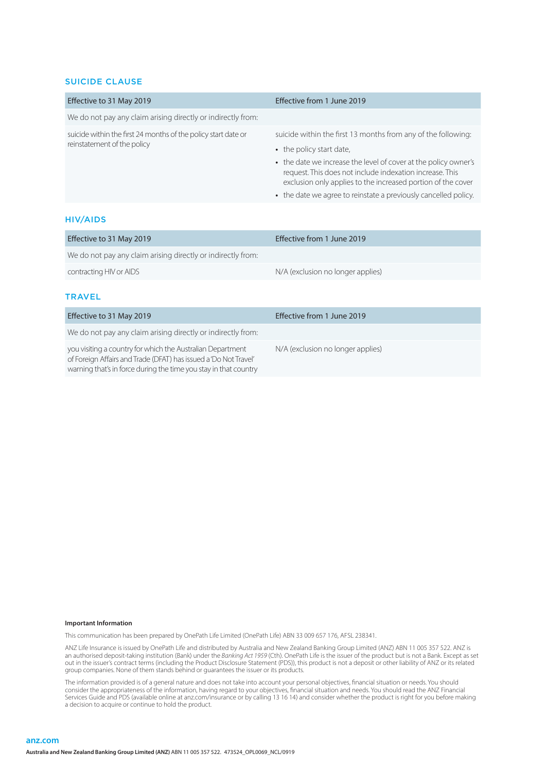## SUICIDE CLAUSE

| Effective to 31 May 2019 | Effective from 1 June 2019 |
|---|---|
| We do not pay any claim arising directly or indirectly from: | |
| suicide within the first 24 months of the policy start date or reinstatement of the policy | suicide within the first 13 months from any of the following:<br>• the policy start date,<br>• the date we increase the level of cover at the policy owner's request. This does not include indexation increase. This exclusion only applies to the increased portion of the cover<br>• the date we agree to reinstate a previously cancelled policy. |

## HIV/AIDS

| Effective to 31 May 2019 | Effective from 1 June 2019 |
|---|---|
| We do not pay any claim arising directly or indirectly from: | |
| contracting HIV or AIDS | N/A (exclusion no longer applies) |

## TRAVEL

| Effective to 31 May 2019 | Effective from 1 June 2019 |
|---|---|
| We do not pay any claim arising directly or indirectly from: | |
| you visiting a country for which the Australian Department of Foreign Affairs and Trade (DFAT) has issued a 'Do Not Travel' warning that's in force during the time you stay in that country | N/A (exclusion no longer applies) |

**Important Information**

This communication has been prepared by OnePath Life Limited (OnePath Life) ABN 33 009 657 176, AFSL 238341.

ANZ Life Insurance is issued by OnePath Life and distributed by Australia and New Zealand Banking Group Limited (ANZ) ABN 11 005 357 522. ANZ is an authorised deposit-taking institution (Bank) under the *Banking Act 1959* (Cth). OnePath Life is the issuer of the product but is not a Bank. Except as set out in the issuer's contract terms (including the Product Disclosure Statement (PDS)), this product is not a deposit or other liability of ANZ or its related group companies. None of them stands behind or guarantees the issuer or its products.

The information provided is of a general nature and does not take into account your personal objectives, financial situation or needs. You should consider the appropriateness of the information, having regard to your objectives, financial situation and needs. You should read the ANZ Financial Services Guide and PDS (available online at anz.com/insurance or by calling 13 16 14) and consider whether the product is right for you before making a decision to acquire or continue to hold the product.

**anz.com**

**Australia and New Zealand Banking Group Limited (ANZ)** ABN 11 005 357 522. 473524_OPL0069_NCL/0919